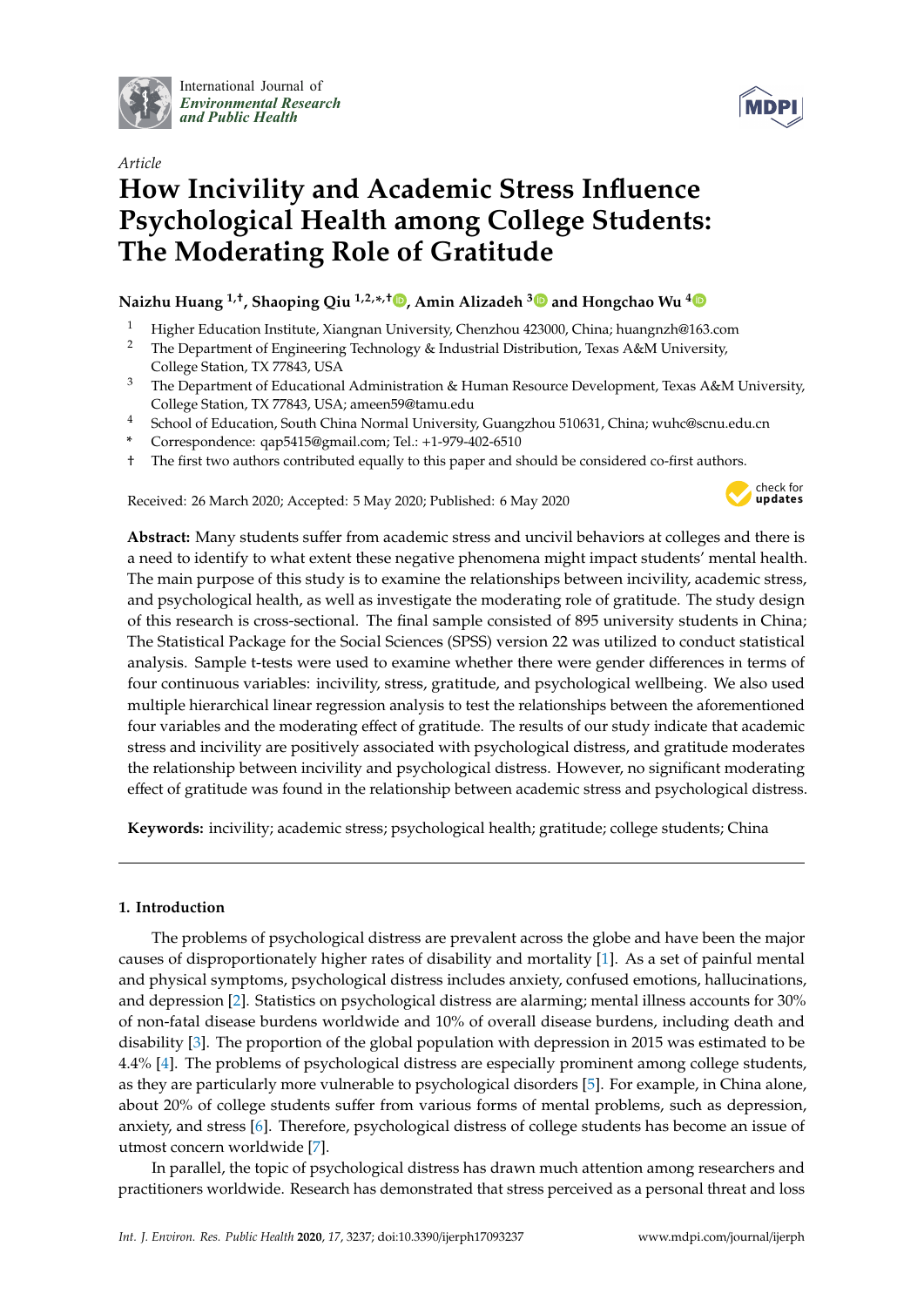International Journal of *Environmental Research and Public Health*

*Article*

# How Incivility and Academic Stress Influence Psychological Health among College Students: The Moderating Role of Gratitude

**Naizhu Huang [1,†], Shaoping Qiu [1,2,*,†], Amin Alizadeh [3] and Hongchao Wu [4]**

[1] Higher Education Institute, Xiangnan University, Chenzhou 423000, China; huangnzh@163.com

[2] The Department of Engineering Technology & Industrial Distribution, Texas A&M University, College Station, TX 77843, USA

[3] The Department of Educational Administration & Human Resource Development, Texas A&M University, College Station, TX 77843, USA; ameen59@tamu.edu

[4] School of Education, South China Normal University, Guangzhou 510631, China; wuhc@scnu.edu.cn

[*] Correspondence: qap5415@gmail.com; Tel.: +1-979-402-6510

[†] The first two authors contributed equally to this paper and should be considered co-first authors.

Received: 26 March 2020; Accepted: 5 May 2020; Published: 6 May 2020

**Abstract:** Many students suffer from academic stress and uncivil behaviors at colleges and there is a need to identify to what extent these negative phenomena might impact students' mental health. The main purpose of this study is to examine the relationships between incivility, academic stress, and psychological health, as well as investigate the moderating role of gratitude. The study design of this research is cross-sectional. The final sample consisted of 895 university students in China; The Statistical Package for the Social Sciences (SPSS) version 22 was utilized to conduct statistical analysis. Sample t-tests were used to examine whether there were gender differences in terms of four continuous variables: incivility, stress, gratitude, and psychological wellbeing. We also used multiple hierarchical linear regression analysis to test the relationships between the aforementioned four variables and the moderating effect of gratitude. The results of our study indicate that academic stress and incivility are positively associated with psychological distress, and gratitude moderates the relationship between incivility and psychological distress. However, no significant moderating effect of gratitude was found in the relationship between academic stress and psychological distress.

**Keywords:** incivility; academic stress; psychological health; gratitude; college students; China

## 1. Introduction

The problems of psychological distress are prevalent across the globe and have been the major causes of disproportionately higher rates of disability and mortality [1]. As a set of painful mental and physical symptoms, psychological distress includes anxiety, confused emotions, hallucinations, and depression [2]. Statistics on psychological distress are alarming; mental illness accounts for 30% of non-fatal disease burdens worldwide and 10% of overall disease burdens, including death and disability [3]. The proportion of the global population with depression in 2015 was estimated to be 4.4% [4]. The problems of psychological distress are especially prominent among college students, as they are particularly more vulnerable to psychological disorders [5]. For example, in China alone, about 20% of college students suffer from various forms of mental problems, such as depression, anxiety, and stress [6]. Therefore, psychological distress of college students has become an issue of utmost concern worldwide [7].

In parallel, the topic of psychological distress has drawn much attention among researchers and practitioners worldwide. Research has demonstrated that stress perceived as a personal threat and loss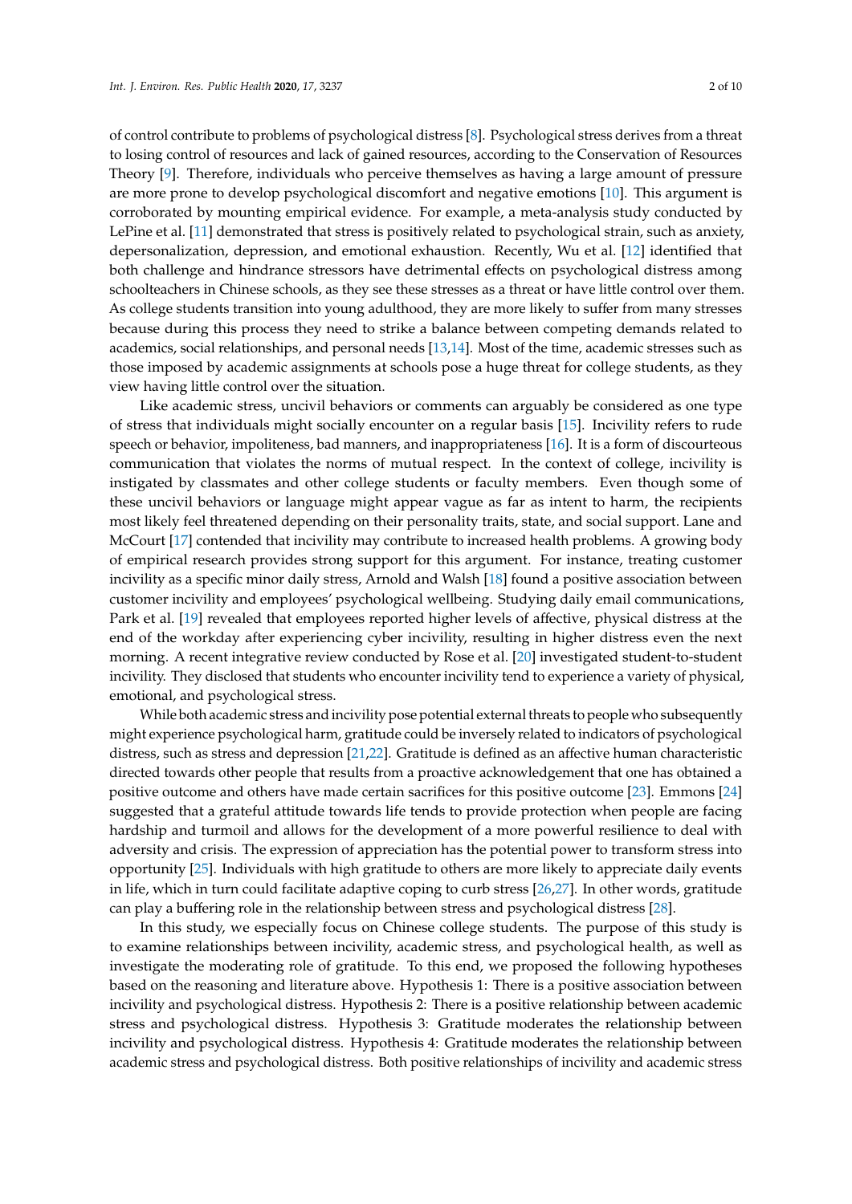of control contribute to problems of psychological distress [8]. Psychological stress derives from a threat to losing control of resources and lack of gained resources, according to the Conservation of Resources Theory [9]. Therefore, individuals who perceive themselves as having a large amount of pressure are more prone to develop psychological discomfort and negative emotions [10]. This argument is corroborated by mounting empirical evidence. For example, a meta-analysis study conducted by LePine et al. [11] demonstrated that stress is positively related to psychological strain, such as anxiety, depersonalization, depression, and emotional exhaustion. Recently, Wu et al. [12] identified that both challenge and hindrance stressors have detrimental effects on psychological distress among schoolteachers in Chinese schools, as they see these stresses as a threat or have little control over them. As college students transition into young adulthood, they are more likely to suffer from many stresses because during this process they need to strike a balance between competing demands related to academics, social relationships, and personal needs [13,14]. Most of the time, academic stresses such as those imposed by academic assignments at schools pose a huge threat for college students, as they view having little control over the situation.

Like academic stress, uncivil behaviors or comments can arguably be considered as one type of stress that individuals might socially encounter on a regular basis [15]. Incivility refers to rude speech or behavior, impoliteness, bad manners, and inappropriateness [16]. It is a form of discourteous communication that violates the norms of mutual respect. In the context of college, incivility is instigated by classmates and other college students or faculty members. Even though some of these uncivil behaviors or language might appear vague as far as intent to harm, the recipients most likely feel threatened depending on their personality traits, state, and social support. Lane and McCourt [17] contended that incivility may contribute to increased health problems. A growing body of empirical research provides strong support for this argument. For instance, treating customer incivility as a specific minor daily stress, Arnold and Walsh [18] found a positive association between customer incivility and employees' psychological wellbeing. Studying daily email communications, Park et al. [19] revealed that employees reported higher levels of affective, physical distress at the end of the workday after experiencing cyber incivility, resulting in higher distress even the next morning. A recent integrative review conducted by Rose et al. [20] investigated student-to-student incivility. They disclosed that students who encounter incivility tend to experience a variety of physical, emotional, and psychological stress.

While both academic stress and incivility pose potential external threats to people who subsequently might experience psychological harm, gratitude could be inversely related to indicators of psychological distress, such as stress and depression [21,22]. Gratitude is defined as an affective human characteristic directed towards other people that results from a proactive acknowledgement that one has obtained a positive outcome and others have made certain sacrifices for this positive outcome [23]. Emmons [24] suggested that a grateful attitude towards life tends to provide protection when people are facing hardship and turmoil and allows for the development of a more powerful resilience to deal with adversity and crisis. The expression of appreciation has the potential power to transform stress into opportunity [25]. Individuals with high gratitude to others are more likely to appreciate daily events in life, which in turn could facilitate adaptive coping to curb stress [26,27]. In other words, gratitude can play a buffering role in the relationship between stress and psychological distress [28].

In this study, we especially focus on Chinese college students. The purpose of this study is to examine relationships between incivility, academic stress, and psychological health, as well as investigate the moderating role of gratitude. To this end, we proposed the following hypotheses based on the reasoning and literature above. Hypothesis 1: There is a positive association between incivility and psychological distress. Hypothesis 2: There is a positive relationship between academic stress and psychological distress. Hypothesis 3: Gratitude moderates the relationship between incivility and psychological distress. Hypothesis 4: Gratitude moderates the relationship between academic stress and psychological distress. Both positive relationships of incivility and academic stress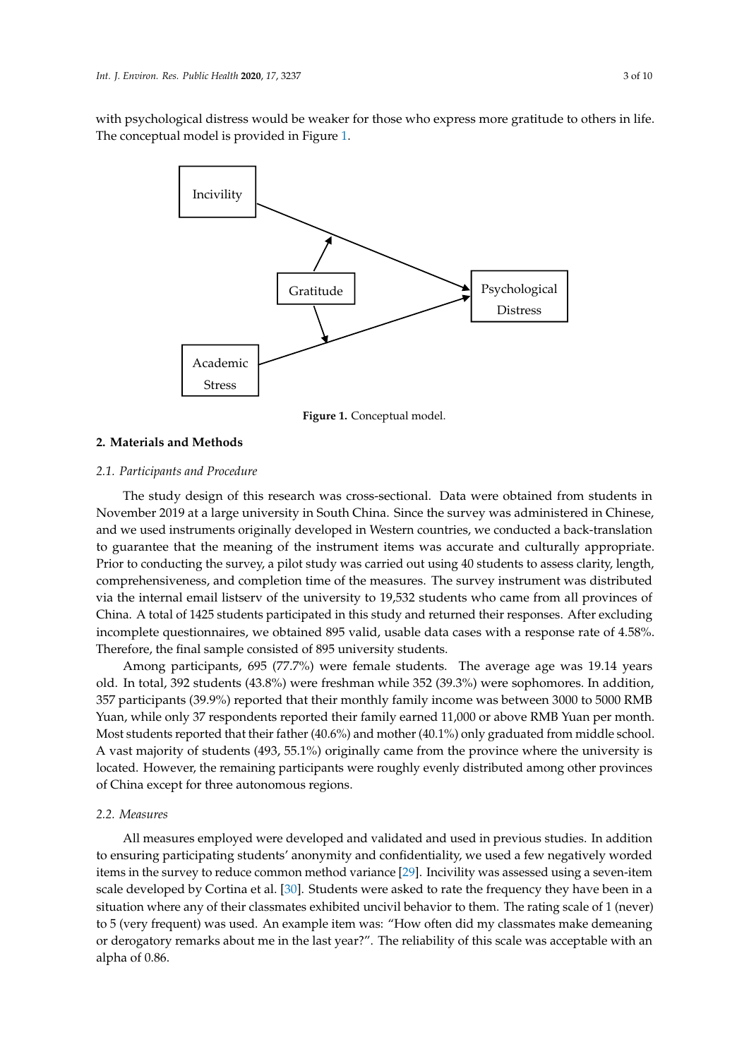with psychological distress would be weaker for those who express more gratitude to others in life. The conceptual model is provided in Figure 1.

**Figure 1.** Conceptual model.

## 2. Materials and Methods

### 2.1. Participants and Procedure

The study design of this research was cross-sectional. Data were obtained from students in November 2019 at a large university in South China. Since the survey was administered in Chinese, and we used instruments originally developed in Western countries, we conducted a back-translation to guarantee that the meaning of the instrument items was accurate and culturally appropriate. Prior to conducting the survey, a pilot study was carried out using 40 students to assess clarity, length, comprehensiveness, and completion time of the measures. The survey instrument was distributed via the internal email listserv of the university to 19,532 students who came from all provinces of China. A total of 1425 students participated in this study and returned their responses. After excluding incomplete questionnaires, we obtained 895 valid, usable data cases with a response rate of 4.58%. Therefore, the final sample consisted of 895 university students.

Among participants, 695 (77.7%) were female students. The average age was 19.14 years old. In total, 392 students (43.8%) were freshman while 352 (39.3%) were sophomores. In addition, 357 participants (39.9%) reported that their monthly family income was between 3000 to 5000 RMB Yuan, while only 37 respondents reported their family earned 11,000 or above RMB Yuan per month. Most students reported that their father (40.6%) and mother (40.1%) only graduated from middle school. A vast majority of students (493, 55.1%) originally came from the province where the university is located. However, the remaining participants were roughly evenly distributed among other provinces of China except for three autonomous regions.

### 2.2. Measures

All measures employed were developed and validated and used in previous studies. In addition to ensuring participating students' anonymity and confidentiality, we used a few negatively worded items in the survey to reduce common method variance [29]. Incivility was assessed using a seven-item scale developed by Cortina et al. [30]. Students were asked to rate the frequency they have been in a situation where any of their classmates exhibited uncivil behavior to them. The rating scale of 1 (never) to 5 (very frequent) was used. An example item was: "How often did my classmates make demeaning or derogatory remarks about me in the last year?". The reliability of this scale was acceptable with an alpha of 0.86.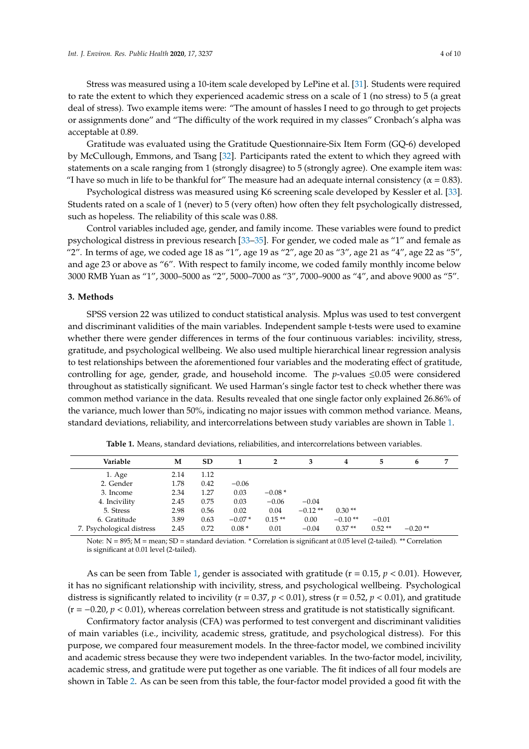Stress was measured using a 10-item scale developed by LePine et al. [31]. Students were required to rate the extent to which they experienced academic stress on a scale of 1 (no stress) to 5 (a great deal of stress). Two example items were: "The amount of hassles I need to go through to get projects or assignments done" and "The difficulty of the work required in my classes" Cronbach's alpha was acceptable at 0.89.

Gratitude was evaluated using the Gratitude Questionnaire-Six Item Form (GQ-6) developed by McCullough, Emmons, and Tsang [32]. Participants rated the extent to which they agreed with statements on a scale ranging from 1 (strongly disagree) to 5 (strongly agree). One example item was: "I have so much in life to be thankful for" The measure had an adequate internal consistency ($\alpha = 0.83$).

Psychological distress was measured using K6 screening scale developed by Kessler et al. [33]. Students rated on a scale of 1 (never) to 5 (very often) how often they felt psychologically distressed, such as hopeless. The reliability of this scale was 0.88.

Control variables included age, gender, and family income. These variables were found to predict psychological distress in previous research [33–35]. For gender, we coded male as "1" and female as "2". In terms of age, we coded age 18 as "1", age 19 as "2", age 20 as "3", age 21 as "4", age 22 as "5", and age 23 or above as "6". With respect to family income, we coded family monthly income below 3000 RMB Yuan as "1", 3000–5000 as "2", 5000–7000 as "3", 7000–9000 as "4", and above 9000 as "5".

## 3. Methods

SPSS version 22 was utilized to conduct statistical analysis. Mplus was used to test convergent and discriminant validities of the main variables. Independent sample t-tests were used to examine whether there were gender differences in terms of the four continuous variables: incivility, stress, gratitude, and psychological wellbeing. We also used multiple hierarchical linear regression analysis to test relationships between the aforementioned four variables and the moderating effect of gratitude, controlling for age, gender, grade, and household income. The $p$-values $\leq 0.05$ were considered throughout as statistically significant. We used Harman's single factor test to check whether there was common method variance in the data. Results revealed that one single factor only explained 26.86% of the variance, much lower than 50%, indicating no major issues with common method variance. Means, standard deviations, reliability, and intercorrelations between study variables are shown in Table 1.

**Table 1.** Means, standard deviations, reliabilities, and intercorrelations between variables.

| Variable | M | SD | 1 | 2 | 3 | 4 | 5 | 6 | 7 |
|---|---|---|---|---|---|---|---|---|---|
| 1. Age | 2.14 | 1.12 | | | | | | | |
| 2. Gender | 1.78 | 0.42 | −0.06 | | | | | | |
| 3. Income | 2.34 | 1.27 | 0.03 | −0.08 * | | | | | |
| 4. Incivility | 2.45 | 0.75 | 0.03 | −0.06 | −0.04 | | | | |
| 5. Stress | 2.98 | 0.56 | 0.02 | 0.04 | −0.12 ** | 0.30 ** | | | |
| 6. Gratitude | 3.89 | 0.63 | −0.07 * | 0.15 ** | 0.00 | −0.10 ** | −0.01 | | |
| 7. Psychological distress | 2.45 | 0.72 | 0.08 * | 0.01 | −0.04 | 0.37 ** | 0.52 ** | −0.20 ** | |

Note: N = 895; M = mean; SD = standard deviation. * Correlation is significant at 0.05 level (2-tailed). ** Correlation is significant at 0.01 level (2-tailed).

As can be seen from Table 1, gender is associated with gratitude ($r = 0.15$, $p < 0.01$). However, it has no significant relationship with incivility, stress, and psychological wellbeing. Psychological distress is significantly related to incivility ($r = 0.37$, $p < 0.01$), stress ($r = 0.52$, $p < 0.01$), and gratitude ($r = -0.20$, $p < 0.01$), whereas correlation between stress and gratitude is not statistically significant.

Confirmatory factor analysis (CFA) was performed to test convergent and discriminant validities of main variables (i.e., incivility, academic stress, gratitude, and psychological distress). For this purpose, we compared four measurement models. In the three-factor model, we combined incivility and academic stress because they were two independent variables. In the two-factor model, incivility, academic stress, and gratitude were put together as one variable. The fit indices of all four models are shown in Table 2. As can be seen from this table, the four-factor model provided a good fit with the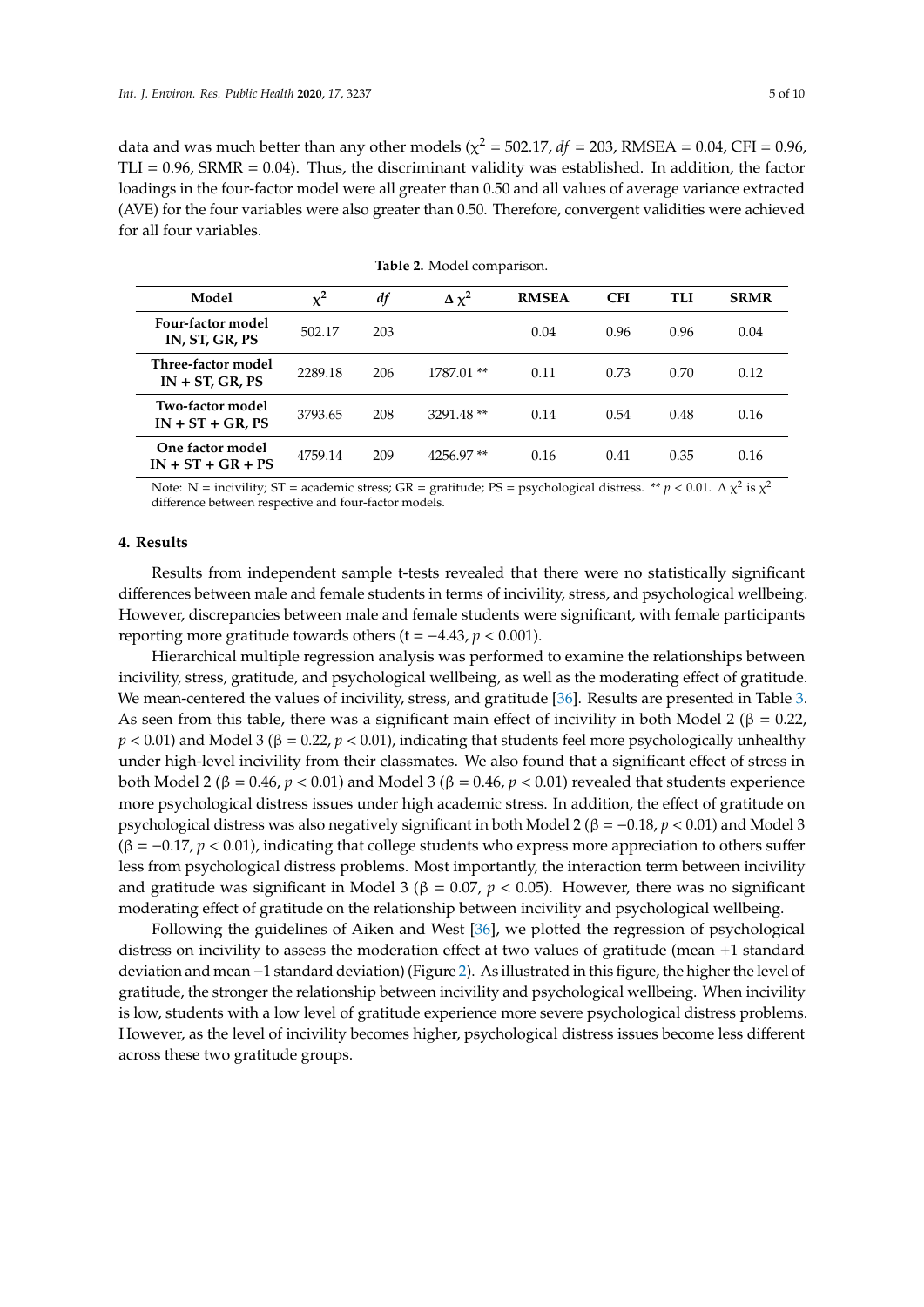data and was much better than any other models ($\chi^2$ = 502.17, *df* = 203, RMSEA = 0.04, CFI = 0.96, TLI = 0.96, SRMR = 0.04). Thus, the discriminant validity was established. In addition, the factor loadings in the four-factor model were all greater than 0.50 and all values of average variance extracted (AVE) for the four variables were also greater than 0.50. Therefore, convergent validities were achieved for all four variables.

**Table 2.** Model comparison.

| Model | $\chi^2$ | *df* | $\Delta\chi^2$ | RMSEA | CFI | TLI | SRMR |
|---|---|---|---|---|---|---|---|
| **Four-factor model IN, ST, GR, PS** | 502.17 | 203 | | 0.04 | 0.96 | 0.96 | 0.04 |
| **Three-factor model IN + ST, GR, PS** | 2289.18 | 206 | 1787.01 ** | 0.11 | 0.73 | 0.70 | 0.12 |
| **Two-factor model IN + ST + GR, PS** | 3793.65 | 208 | 3291.48 ** | 0.14 | 0.54 | 0.48 | 0.16 |
| **One factor model IN + ST + GR + PS** | 4759.14 | 209 | 4256.97 ** | 0.16 | 0.41 | 0.35 | 0.16 |

Note: N = incivility; ST = academic stress; GR = gratitude; PS = psychological distress. ** $p < 0.01$. $\Delta\chi^2$ is $\chi^2$ difference between respective and four-factor models.

## 4. Results

Results from independent sample t-tests revealed that there were no statistically significant differences between male and female students in terms of incivility, stress, and psychological wellbeing. However, discrepancies between male and female students were significant, with female participants reporting more gratitude towards others ($t = -4.43$, $p < 0.001$).

Hierarchical multiple regression analysis was performed to examine the relationships between incivility, stress, gratitude, and psychological wellbeing, as well as the moderating effect of gratitude. We mean-centered the values of incivility, stress, and gratitude [36]. Results are presented in Table 3. As seen from this table, there was a significant main effect of incivility in both Model 2 ($\beta = 0.22$, $p < 0.01$) and Model 3 ($\beta = 0.22$, $p < 0.01$), indicating that students feel more psychologically unhealthy under high-level incivility from their classmates. We also found that a significant effect of stress in both Model 2 ($\beta = 0.46$, $p < 0.01$) and Model 3 ($\beta = 0.46$, $p < 0.01$) revealed that students experience more psychological distress issues under high academic stress. In addition, the effect of gratitude on psychological distress was also negatively significant in both Model 2 ($\beta = -0.18$, $p < 0.01$) and Model 3 ($\beta = -0.17$, $p < 0.01$), indicating that college students who express more appreciation to others suffer less from psychological distress problems. Most importantly, the interaction term between incivility and gratitude was significant in Model 3 ($\beta = 0.07$, $p < 0.05$). However, there was no significant moderating effect of gratitude on the relationship between incivility and psychological wellbeing.

Following the guidelines of Aiken and West [36], we plotted the regression of psychological distress on incivility to assess the moderation effect at two values of gratitude (mean +1 standard deviation and mean −1 standard deviation) (Figure 2). As illustrated in this figure, the higher the level of gratitude, the stronger the relationship between incivility and psychological wellbeing. When incivility is low, students with a low level of gratitude experience more severe psychological distress problems. However, as the level of incivility becomes higher, psychological distress issues become less different across these two gratitude groups.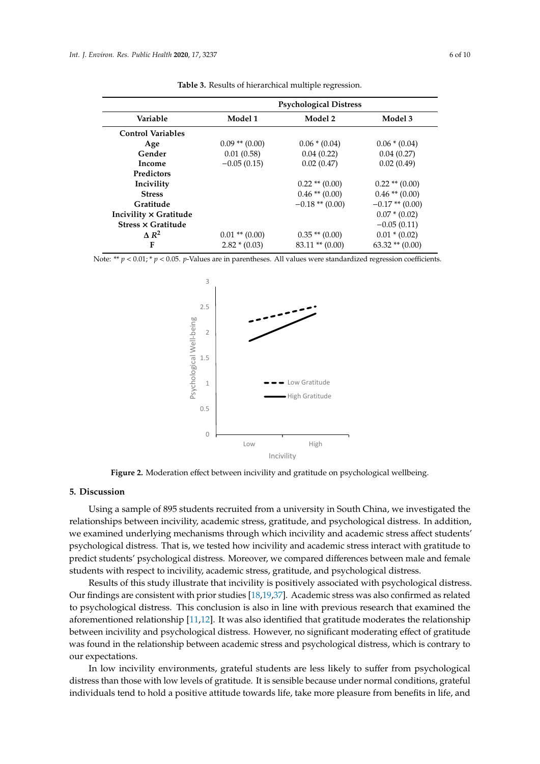**Table 3.** Results of hierarchical multiple regression.

| | Psychological Distress | | |
|---|---|---|---|
| **Variable** | **Model 1** | **Model 2** | **Model 3** |
| **Control Variables** | | | |
| **Age** | 0.09 ** (0.00) | 0.06 * (0.04) | 0.06 * (0.04) |
| **Gender** | 0.01 (0.58) | 0.04 (0.22) | 0.04 (0.27) |
| **Income** | −0.05 (0.15) | 0.02 (0.47) | 0.02 (0.49) |
| **Predictors** | | | |
| **Incivility** | | 0.22 ** (0.00) | 0.22 ** (0.00) |
| **Stress** | | 0.46 ** (0.00) | 0.46 ** (0.00) |
| **Gratitude** | | −0.18 ** (0.00) | −0.17 ** (0.00) |
| **Incivility × Gratitude** | | | 0.07 * (0.02) |
| **Stress × Gratitude** | | | −0.05 (0.11) |
| **$\Delta R^2$** | 0.01 ** (0.00) | 0.35 ** (0.00) | 0.01 * (0.02) |
| **F** | 2.82 * (0.03) | 83.11 ** (0.00) | 63.32 ** (0.00) |

Note: ** $p < 0.01$; * $p < 0.05$. $p$-Values are in parentheses. All values were standardized regression coefficients.

**Figure 2.** Moderation effect between incivility and gratitude on psychological wellbeing.

## 5. Discussion

Using a sample of 895 students recruited from a university in South China, we investigated the relationships between incivility, academic stress, gratitude, and psychological distress. In addition, we examined underlying mechanisms through which incivility and academic stress affect students' psychological distress. That is, we tested how incivility and academic stress interact with gratitude to predict students' psychological distress. Moreover, we compared differences between male and female students with respect to incivility, academic stress, gratitude, and psychological distress.

Results of this study illustrate that incivility is positively associated with psychological distress. Our findings are consistent with prior studies [18,19,37]. Academic stress was also confirmed as related to psychological distress. This conclusion is also in line with previous research that examined the aforementioned relationship [11,12]. It was also identified that gratitude moderates the relationship between incivility and psychological distress. However, no significant moderating effect of gratitude was found in the relationship between academic stress and psychological distress, which is contrary to our expectations.

In low incivility environments, grateful students are less likely to suffer from psychological distress than those with low levels of gratitude. It is sensible because under normal conditions, grateful individuals tend to hold a positive attitude towards life, take more pleasure from benefits in life, and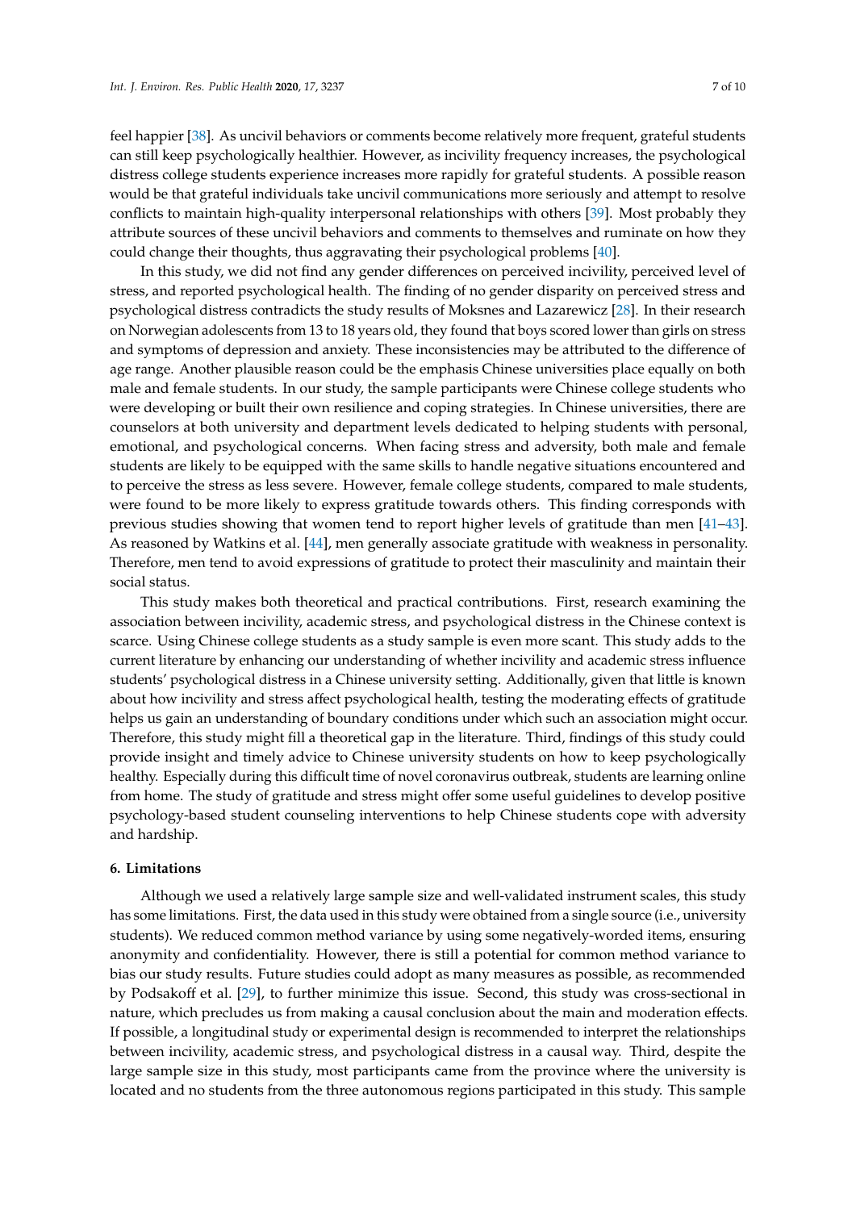feel happier [38]. As uncivil behaviors or comments become relatively more frequent, grateful students can still keep psychologically healthier. However, as incivility frequency increases, the psychological distress college students experience increases more rapidly for grateful students. A possible reason would be that grateful individuals take uncivil communications more seriously and attempt to resolve conflicts to maintain high-quality interpersonal relationships with others [39]. Most probably they attribute sources of these uncivil behaviors and comments to themselves and ruminate on how they could change their thoughts, thus aggravating their psychological problems [40].

In this study, we did not find any gender differences on perceived incivility, perceived level of stress, and reported psychological health. The finding of no gender disparity on perceived stress and psychological distress contradicts the study results of Moksnes and Lazarewicz [28]. In their research on Norwegian adolescents from 13 to 18 years old, they found that boys scored lower than girls on stress and symptoms of depression and anxiety. These inconsistencies may be attributed to the difference of age range. Another plausible reason could be the emphasis Chinese universities place equally on both male and female students. In our study, the sample participants were Chinese college students who were developing or built their own resilience and coping strategies. In Chinese universities, there are counselors at both university and department levels dedicated to helping students with personal, emotional, and psychological concerns. When facing stress and adversity, both male and female students are likely to be equipped with the same skills to handle negative situations encountered and to perceive the stress as less severe. However, female college students, compared to male students, were found to be more likely to express gratitude towards others. This finding corresponds with previous studies showing that women tend to report higher levels of gratitude than men [41–43]. As reasoned by Watkins et al. [44], men generally associate gratitude with weakness in personality. Therefore, men tend to avoid expressions of gratitude to protect their masculinity and maintain their social status.

This study makes both theoretical and practical contributions. First, research examining the association between incivility, academic stress, and psychological distress in the Chinese context is scarce. Using Chinese college students as a study sample is even more scant. This study adds to the current literature by enhancing our understanding of whether incivility and academic stress influence students' psychological distress in a Chinese university setting. Additionally, given that little is known about how incivility and stress affect psychological health, testing the moderating effects of gratitude helps us gain an understanding of boundary conditions under which such an association might occur. Therefore, this study might fill a theoretical gap in the literature. Third, findings of this study could provide insight and timely advice to Chinese university students on how to keep psychologically healthy. Especially during this difficult time of novel coronavirus outbreak, students are learning online from home. The study of gratitude and stress might offer some useful guidelines to develop positive psychology-based student counseling interventions to help Chinese students cope with adversity and hardship.

## 6. Limitations

Although we used a relatively large sample size and well-validated instrument scales, this study has some limitations. First, the data used in this study were obtained from a single source (i.e., university students). We reduced common method variance by using some negatively-worded items, ensuring anonymity and confidentiality. However, there is still a potential for common method variance to bias our study results. Future studies could adopt as many measures as possible, as recommended by Podsakoff et al. [29], to further minimize this issue. Second, this study was cross-sectional in nature, which precludes us from making a causal conclusion about the main and moderation effects. If possible, a longitudinal study or experimental design is recommended to interpret the relationships between incivility, academic stress, and psychological distress in a causal way. Third, despite the large sample size in this study, most participants came from the province where the university is located and no students from the three autonomous regions participated in this study. This sample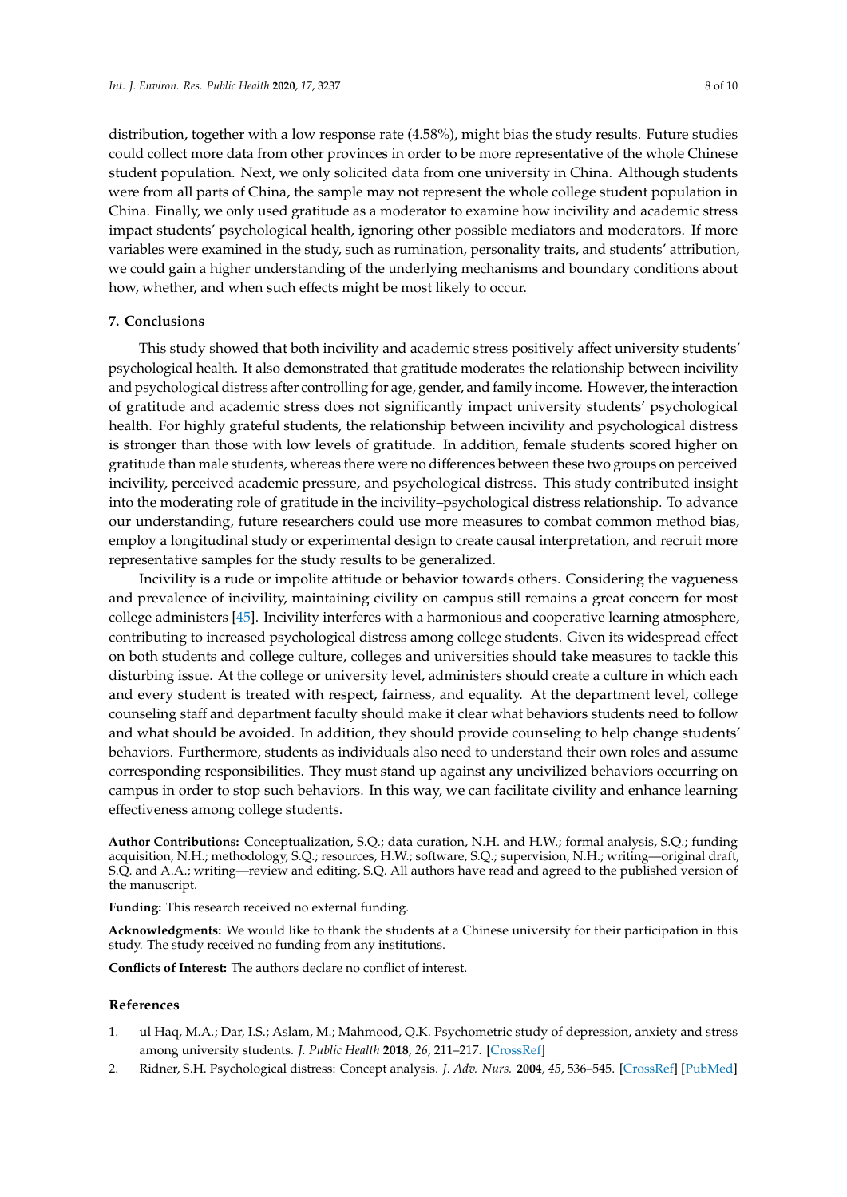distribution, together with a low response rate (4.58%), might bias the study results. Future studies could collect more data from other provinces in order to be more representative of the whole Chinese student population. Next, we only solicited data from one university in China. Although students were from all parts of China, the sample may not represent the whole college student population in China. Finally, we only used gratitude as a moderator to examine how incivility and academic stress impact students' psychological health, ignoring other possible mediators and moderators. If more variables were examined in the study, such as rumination, personality traits, and students' attribution, we could gain a higher understanding of the underlying mechanisms and boundary conditions about how, whether, and when such effects might be most likely to occur.

## 7. Conclusions

This study showed that both incivility and academic stress positively affect university students' psychological health. It also demonstrated that gratitude moderates the relationship between incivility and psychological distress after controlling for age, gender, and family income. However, the interaction of gratitude and academic stress does not significantly impact university students' psychological health. For highly grateful students, the relationship between incivility and psychological distress is stronger than those with low levels of gratitude. In addition, female students scored higher on gratitude than male students, whereas there were no differences between these two groups on perceived incivility, perceived academic pressure, and psychological distress. This study contributed insight into the moderating role of gratitude in the incivility–psychological distress relationship. To advance our understanding, future researchers could use more measures to combat common method bias, employ a longitudinal study or experimental design to create causal interpretation, and recruit more representative samples for the study results to be generalized.

Incivility is a rude or impolite attitude or behavior towards others. Considering the vagueness and prevalence of incivility, maintaining civility on campus still remains a great concern for most college administers [45]. Incivility interferes with a harmonious and cooperative learning atmosphere, contributing to increased psychological distress among college students. Given its widespread effect on both students and college culture, colleges and universities should take measures to tackle this disturbing issue. At the college or university level, administers should create a culture in which each and every student is treated with respect, fairness, and equality. At the department level, college counseling staff and department faculty should make it clear what behaviors students need to follow and what should be avoided. In addition, they should provide counseling to help change students' behaviors. Furthermore, students as individuals also need to understand their own roles and assume corresponding responsibilities. They must stand up against any uncivilized behaviors occurring on campus in order to stop such behaviors. In this way, we can facilitate civility and enhance learning effectiveness among college students.

**Author Contributions:** Conceptualization, S.Q.; data curation, N.H. and H.W.; formal analysis, S.Q.; funding acquisition, N.H.; methodology, S.Q.; resources, H.W.; software, S.Q.; supervision, N.H.; writing—original draft, S.Q. and A.A.; writing—review and editing, S.Q. All authors have read and agreed to the published version of the manuscript.

**Funding:** This research received no external funding.

**Acknowledgments:** We would like to thank the students at a Chinese university for their participation in this study. The study received no funding from any institutions.

**Conflicts of Interest:** The authors declare no conflict of interest.

## References

1. ul Haq, M.A.; Dar, I.S.; Aslam, M.; Mahmood, Q.K. Psychometric study of depression, anxiety and stress among university students. *J. Public Health* **2018**, *26*, 211–217. [CrossRef]
2. Ridner, S.H. Psychological distress: Concept analysis. *J. Adv. Nurs.* **2004**, *45*, 536–545. [CrossRef] [PubMed]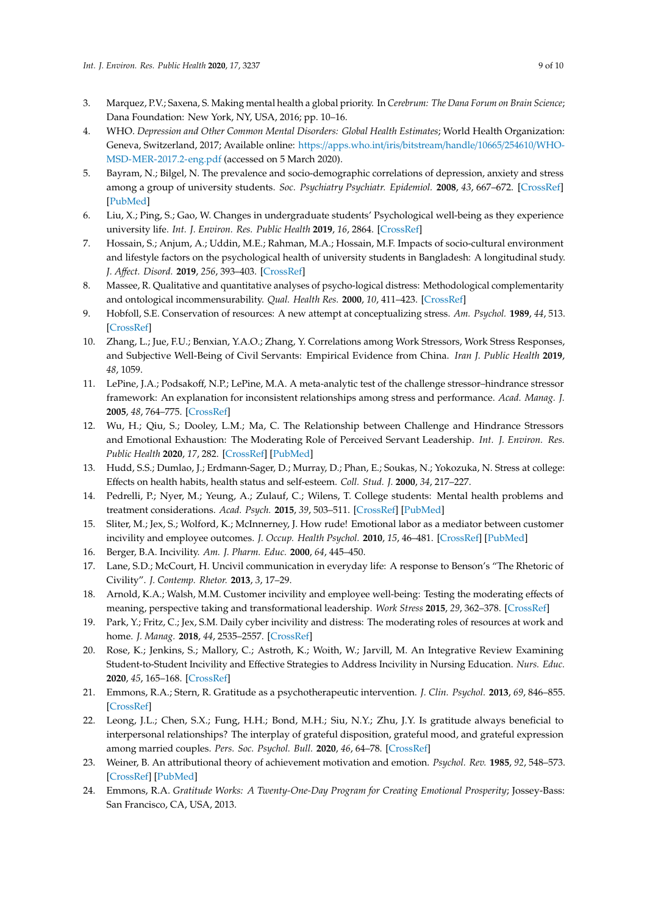3. Marquez, P.V.; Saxena, S. Making mental health a global priority. In *Cerebrum: The Dana Forum on Brain Science*; Dana Foundation: New York, NY, USA, 2016; pp. 10–16.
4. WHO. *Depression and Other Common Mental Disorders: Global Health Estimates*; World Health Organization: Geneva, Switzerland, 2017; Available online: https://apps.who.int/iris/bitstream/handle/10665/254610/WHO-MSD-MER-2017.2-eng.pdf (accessed on 5 March 2020).
5. Bayram, N.; Bilgel, N. The prevalence and socio-demographic correlations of depression, anxiety and stress among a group of university students. *Soc. Psychiatry Psychiatr. Epidemiol.* **2008**, *43*, 667–672. [CrossRef] [PubMed]
6. Liu, X.; Ping, S.; Gao, W. Changes in undergraduate students' Psychological well-being as they experience university life. *Int. J. Environ. Res. Public Health* **2019**, *16*, 2864. [CrossRef]
7. Hossain, S.; Anjum, A.; Uddin, M.E.; Rahman, M.A.; Hossain, M.F. Impacts of socio-cultural environment and lifestyle factors on the psychological health of university students in Bangladesh: A longitudinal study. *J. Affect. Disord.* **2019**, *256*, 393–403. [CrossRef]
8. Massee, R. Qualitative and quantitative analyses of psycho-logical distress: Methodological complementarity and ontological incommensurability. *Qual. Health Res.* **2000**, *10*, 411–423. [CrossRef]
9. Hobfoll, S.E. Conservation of resources: A new attempt at conceptualizing stress. *Am. Psychol.* **1989**, *44*, 513. [CrossRef]
10. Zhang, L.; Jue, F.U.; Benxian, Y.A.O.; Zhang, Y. Correlations among Work Stressors, Work Stress Responses, and Subjective Well-Being of Civil Servants: Empirical Evidence from China. *Iran J. Public Health* **2019**, *48*, 1059.
11. LePine, J.A.; Podsakoff, N.P.; LePine, M.A. A meta-analytic test of the challenge stressor–hindrance stressor framework: An explanation for inconsistent relationships among stress and performance. *Acad. Manag. J.* **2005**, *48*, 764–775. [CrossRef]
12. Wu, H.; Qiu, S.; Dooley, L.M.; Ma, C. The Relationship between Challenge and Hindrance Stressors and Emotional Exhaustion: The Moderating Role of Perceived Servant Leadership. *Int. J. Environ. Res. Public Health* **2020**, *17*, 282. [CrossRef] [PubMed]
13. Hudd, S.S.; Dumlao, J.; Erdmann-Sager, D.; Murray, D.; Phan, E.; Soukas, N.; Yokozuka, N. Stress at college: Effects on health habits, health status and self-esteem. *Coll. Stud. J.* **2000**, *34*, 217–227.
14. Pedrelli, P.; Nyer, M.; Yeung, A.; Zulauf, C.; Wilens, T. College students: Mental health problems and treatment considerations. *Acad. Psych.* **2015**, *39*, 503–511. [CrossRef] [PubMed]
15. Sliter, M.; Jex, S.; Wolford, K.; McInnerney, J. How rude! Emotional labor as a mediator between customer incivility and employee outcomes. *J. Occup. Health Psychol.* **2010**, *15*, 46–481. [CrossRef] [PubMed]
16. Berger, B.A. Incivility. *Am. J. Pharm. Educ.* **2000**, *64*, 445–450.
17. Lane, S.D.; McCourt, H. Uncivil communication in everyday life: A response to Benson's "The Rhetoric of Civility". *J. Contemp. Rhetor.* **2013**, *3*, 17–29.
18. Arnold, K.A.; Walsh, M.M. Customer incivility and employee well-being: Testing the moderating effects of meaning, perspective taking and transformational leadership. *Work Stress* **2015**, *29*, 362–378. [CrossRef]
19. Park, Y.; Fritz, C.; Jex, S.M. Daily cyber incivility and distress: The moderating roles of resources at work and home. *J. Manag.* **2018**, *44*, 2535–2557. [CrossRef]
20. Rose, K.; Jenkins, S.; Mallory, C.; Astroth, K.; Woith, W.; Jarvill, M. An Integrative Review Examining Student-to-Student Incivility and Effective Strategies to Address Incivility in Nursing Education. *Nurs. Educ.* **2020**, *45*, 165–168. [CrossRef]
21. Emmons, R.A.; Stern, R. Gratitude as a psychotherapeutic intervention. *J. Clin. Psychol.* **2013**, *69*, 846–855. [CrossRef]
22. Leong, J.L.; Chen, S.X.; Fung, H.H.; Bond, M.H.; Siu, N.Y.; Zhu, J.Y. Is gratitude always beneficial to interpersonal relationships? The interplay of grateful disposition, grateful mood, and grateful expression among married couples. *Pers. Soc. Psychol. Bull.* **2020**, *46*, 64–78. [CrossRef]
23. Weiner, B. An attributional theory of achievement motivation and emotion. *Psychol. Rev.* **1985**, *92*, 548–573. [CrossRef] [PubMed]
24. Emmons, R.A. *Gratitude Works: A Twenty-One-Day Program for Creating Emotional Prosperity*; Jossey-Bass: San Francisco, CA, USA, 2013.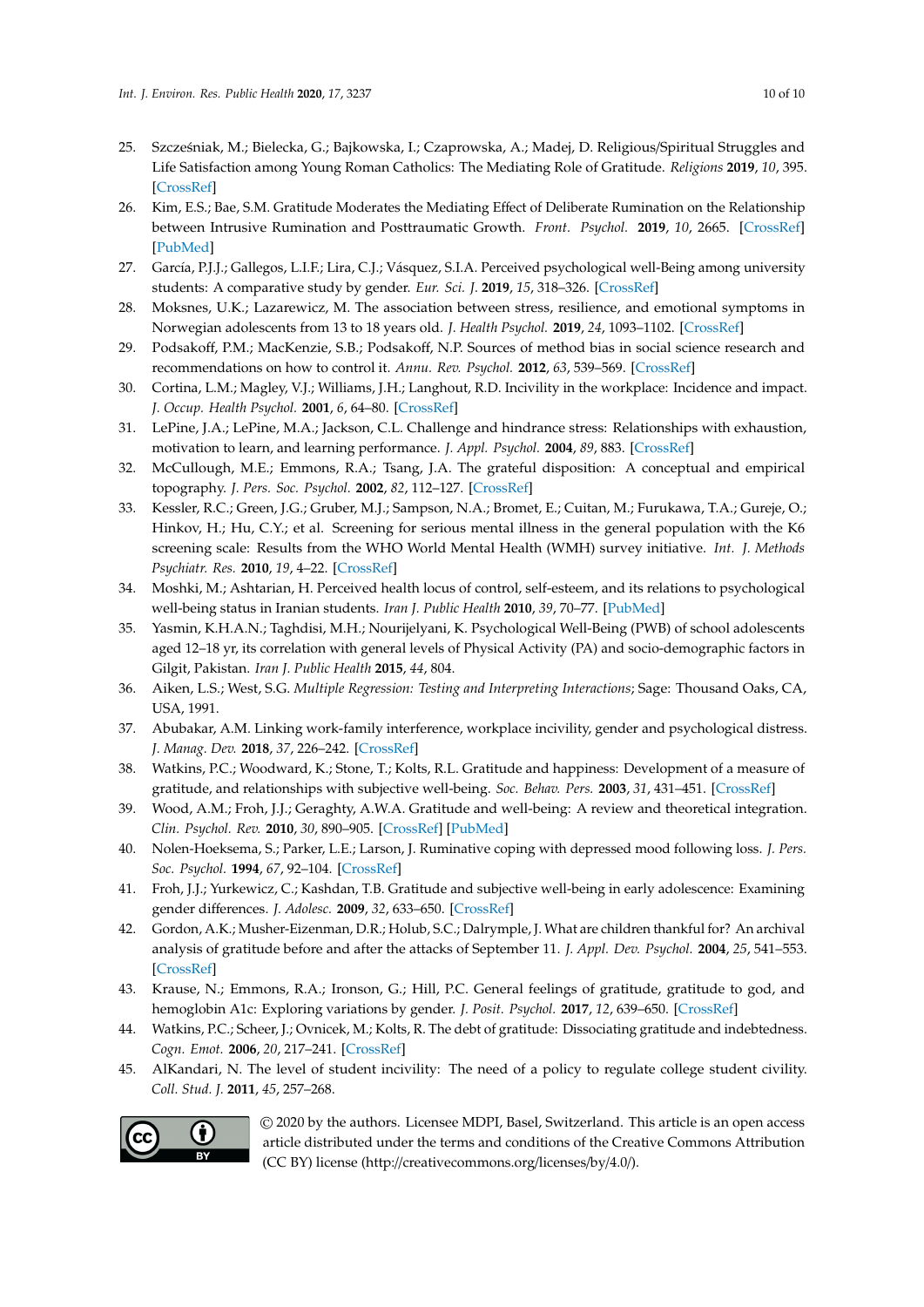25. Szcześniak, M.; Bielecka, G.; Bajkowska, I.; Czaprowska, A.; Madej, D. Religious/Spiritual Struggles and Life Satisfaction among Young Roman Catholics: The Mediating Role of Gratitude. *Religions* **2019**, *10*, 395. [CrossRef]
26. Kim, E.S.; Bae, S.M. Gratitude Moderates the Mediating Effect of Deliberate Rumination on the Relationship between Intrusive Rumination and Posttraumatic Growth. *Front. Psychol.* **2019**, *10*, 2665. [CrossRef] [PubMed]
27. García, P.J.J.; Gallegos, L.I.F.; Lira, C.J.; Vásquez, S.I.A. Perceived psychological well-Being among university students: A comparative study by gender. *Eur. Sci. J.* **2019**, *15*, 318–326. [CrossRef]
28. Moksnes, U.K.; Lazarewicz, M. The association between stress, resilience, and emotional symptoms in Norwegian adolescents from 13 to 18 years old. *J. Health Psychol.* **2019**, *24*, 1093–1102. [CrossRef]
29. Podsakoff, P.M.; MacKenzie, S.B.; Podsakoff, N.P. Sources of method bias in social science research and recommendations on how to control it. *Annu. Rev. Psychol.* **2012**, *63*, 539–569. [CrossRef]
30. Cortina, L.M.; Magley, V.J.; Williams, J.H.; Langhout, R.D. Incivility in the workplace: Incidence and impact. *J. Occup. Health Psychol.* **2001**, *6*, 64–80. [CrossRef]
31. LePine, J.A.; LePine, M.A.; Jackson, C.L. Challenge and hindrance stress: Relationships with exhaustion, motivation to learn, and learning performance. *J. Appl. Psychol.* **2004**, *89*, 883. [CrossRef]
32. McCullough, M.E.; Emmons, R.A.; Tsang, J.A. The grateful disposition: A conceptual and empirical topography. *J. Pers. Soc. Psychol.* **2002**, *82*, 112–127. [CrossRef]
33. Kessler, R.C.; Green, J.G.; Gruber, M.J.; Sampson, N.A.; Bromet, E.; Cuitan, M.; Furukawa, T.A.; Gureje, O.; Hinkov, H.; Hu, C.Y.; et al. Screening for serious mental illness in the general population with the K6 screening scale: Results from the WHO World Mental Health (WMH) survey initiative. *Int. J. Methods Psychiatr. Res.* **2010**, *19*, 4–22. [CrossRef]
34. Moshki, M.; Ashtarian, H. Perceived health locus of control, self-esteem, and its relations to psychological well-being status in Iranian students. *Iran J. Public Health* **2010**, *39*, 70–77. [PubMed]
35. Yasmin, K.H.A.N.; Taghdisi, M.H.; Nourijelyani, K. Psychological Well-Being (PWB) of school adolescents aged 12–18 yr, its correlation with general levels of Physical Activity (PA) and socio-demographic factors in Gilgit, Pakistan. *Iran J. Public Health* **2015**, *44*, 804.
36. Aiken, L.S.; West, S.G. *Multiple Regression: Testing and Interpreting Interactions*; Sage: Thousand Oaks, CA, USA, 1991.
37. Abubakar, A.M. Linking work-family interference, workplace incivility, gender and psychological distress. *J. Manag. Dev.* **2018**, *37*, 226–242. [CrossRef]
38. Watkins, P.C.; Woodward, K.; Stone, T.; Kolts, R.L. Gratitude and happiness: Development of a measure of gratitude, and relationships with subjective well-being. *Soc. Behav. Pers.* **2003**, *31*, 431–451. [CrossRef]
39. Wood, A.M.; Froh, J.J.; Geraghty, A.W.A. Gratitude and well-being: A review and theoretical integration. *Clin. Psychol. Rev.* **2010**, *30*, 890–905. [CrossRef] [PubMed]
40. Nolen-Hoeksema, S.; Parker, L.E.; Larson, J. Ruminative coping with depressed mood following loss. *J. Pers. Soc. Psychol.* **1994**, *67*, 92–104. [CrossRef]
41. Froh, J.J.; Yurkewicz, C.; Kashdan, T.B. Gratitude and subjective well-being in early adolescence: Examining gender differences. *J. Adolesc.* **2009**, *32*, 633–650. [CrossRef]
42. Gordon, A.K.; Musher-Eizenman, D.R.; Holub, S.C.; Dalrymple, J. What are children thankful for? An archival analysis of gratitude before and after the attacks of September 11. *J. Appl. Dev. Psychol.* **2004**, *25*, 541–553. [CrossRef]
43. Krause, N.; Emmons, R.A.; Ironson, G.; Hill, P.C. General feelings of gratitude, gratitude to god, and hemoglobin A1c: Exploring variations by gender. *J. Posit. Psychol.* **2017**, *12*, 639–650. [CrossRef]
44. Watkins, P.C.; Scheer, J.; Ovnicek, M.; Kolts, R. The debt of gratitude: Dissociating gratitude and indebtedness. *Cogn. Emot.* **2006**, *20*, 217–241. [CrossRef]
45. AlKandari, N. The level of student incivility: The need of a policy to regulate college student civility. *Coll. Stud. J.* **2011**, *45*, 257–268.

© 2020 by the authors. Licensee MDPI, Basel, Switzerland. This article is an open access article distributed under the terms and conditions of the Creative Commons Attribution (CC BY) license (http://creativecommons.org/licenses/by/4.0/).